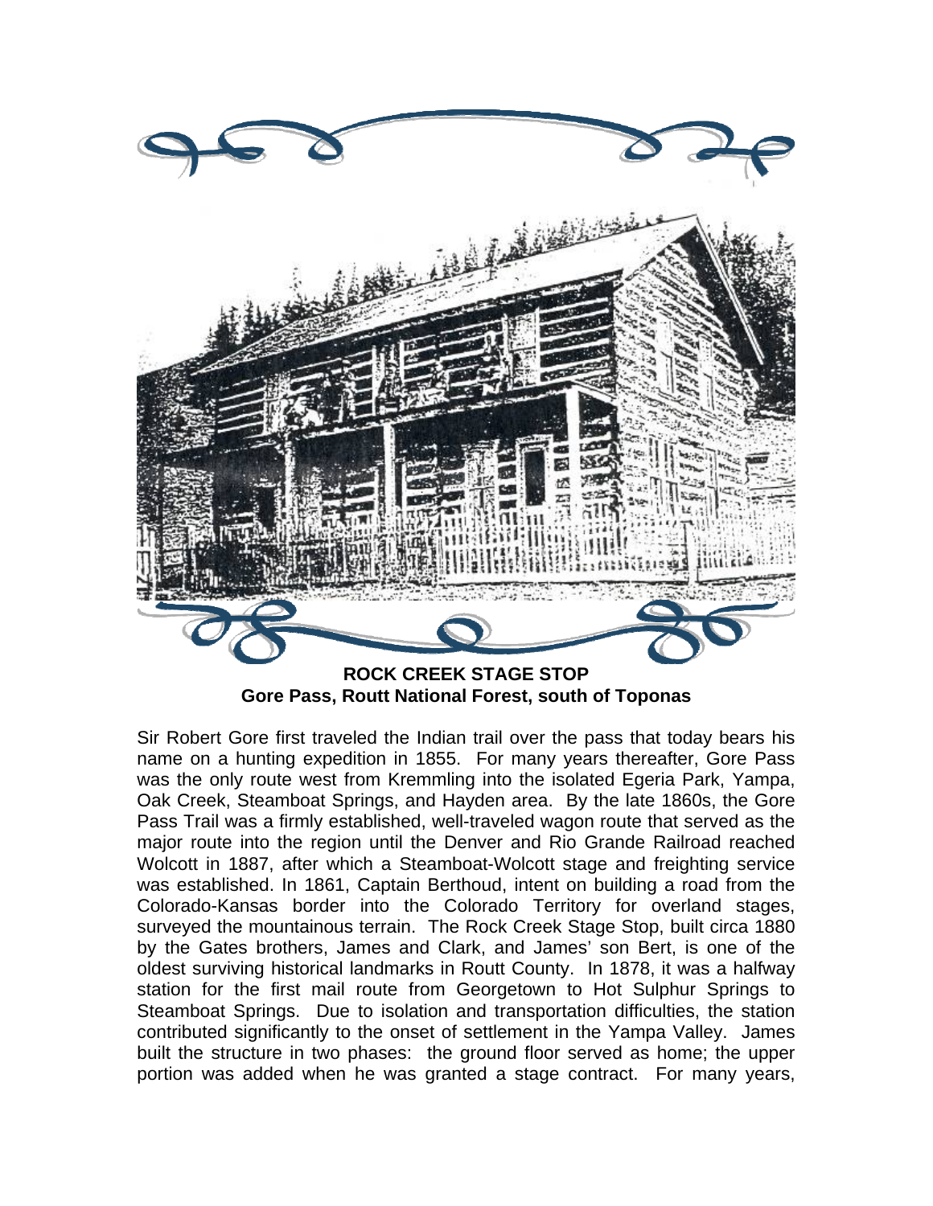**ROCK CREEK STAGE STOP**
**Gore Pass, Routt National Forest, south of Toponas**

Sir Robert Gore first traveled the Indian trail over the pass that today bears his name on a hunting expedition in 1855. For many years thereafter, Gore Pass was the only route west from Kremmling into the isolated Egeria Park, Yampa, Oak Creek, Steamboat Springs, and Hayden area. By the late 1860s, the Gore Pass Trail was a firmly established, well-traveled wagon route that served as the major route into the region until the Denver and Rio Grande Railroad reached Wolcott in 1887, after which a Steamboat-Wolcott stage and freighting service was established. In 1861, Captain Berthoud, intent on building a road from the Colorado-Kansas border into the Colorado Territory for overland stages, surveyed the mountainous terrain. The Rock Creek Stage Stop, built circa 1880 by the Gates brothers, James and Clark, and James' son Bert, is one of the oldest surviving historical landmarks in Routt County. In 1878, it was a halfway station for the first mail route from Georgetown to Hot Sulphur Springs to Steamboat Springs. Due to isolation and transportation difficulties, the station contributed significantly to the onset of settlement in the Yampa Valley. James built the structure in two phases: the ground floor served as home; the upper portion was added when he was granted a stage contract. For many years,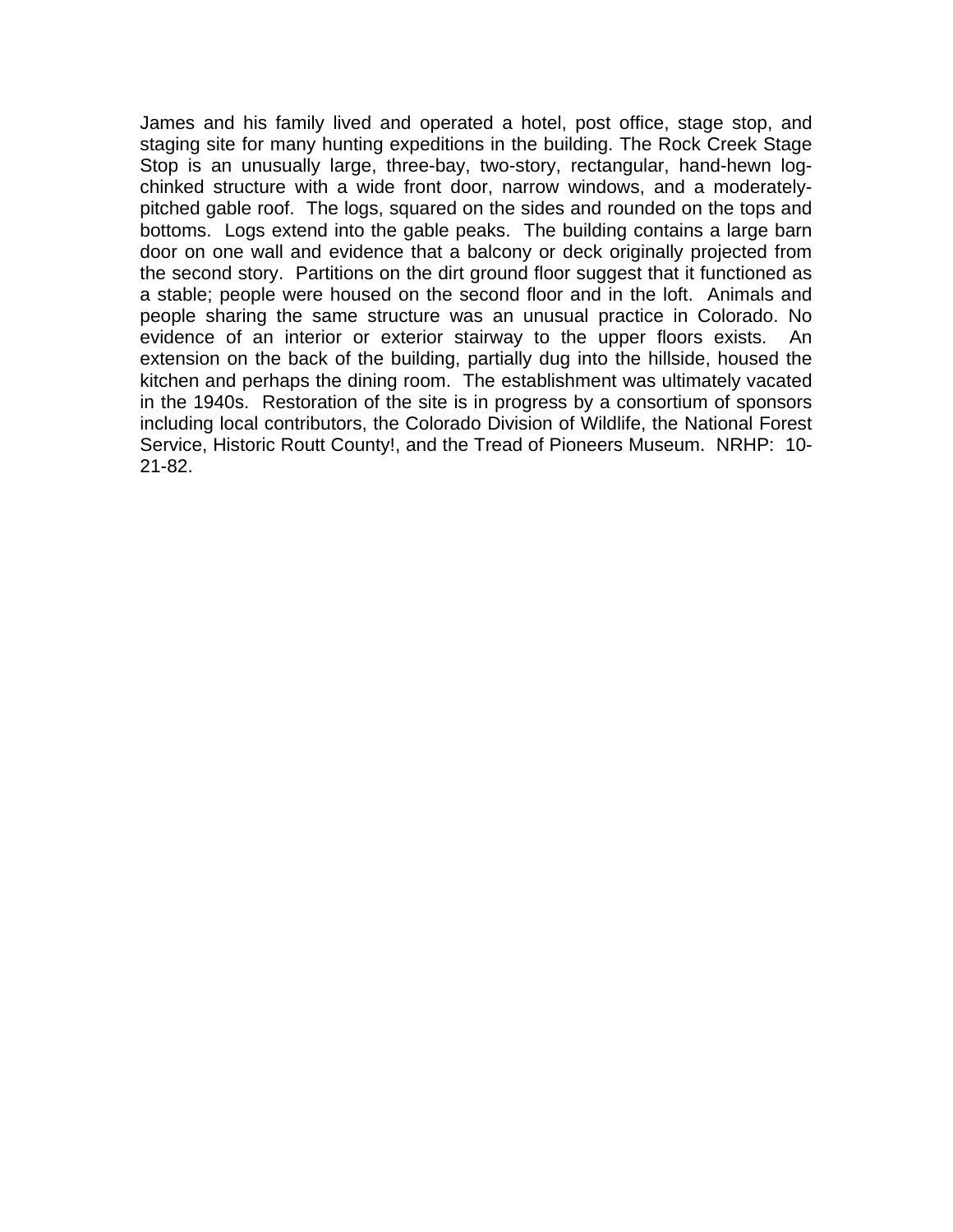James and his family lived and operated a hotel, post office, stage stop, and staging site for many hunting expeditions in the building. The Rock Creek Stage Stop is an unusually large, three-bay, two-story, rectangular, hand-hewn log-chinked structure with a wide front door, narrow windows, and a moderately-pitched gable roof. The logs, squared on the sides and rounded on the tops and bottoms. Logs extend into the gable peaks. The building contains a large barn door on one wall and evidence that a balcony or deck originally projected from the second story. Partitions on the dirt ground floor suggest that it functioned as a stable; people were housed on the second floor and in the loft. Animals and people sharing the same structure was an unusual practice in Colorado. No evidence of an interior or exterior stairway to the upper floors exists. An extension on the back of the building, partially dug into the hillside, housed the kitchen and perhaps the dining room. The establishment was ultimately vacated in the 1940s. Restoration of the site is in progress by a consortium of sponsors including local contributors, the Colorado Division of Wildlife, the National Forest Service, Historic Routt County!, and the Tread of Pioneers Museum. NRHP: 10-21-82.